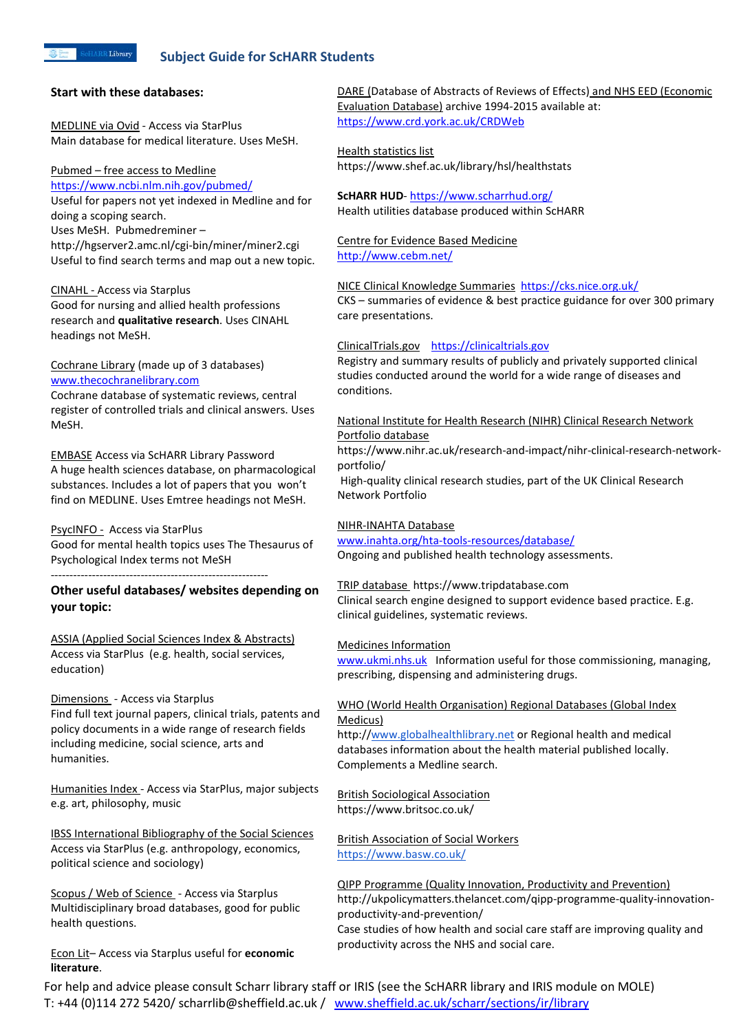# Subject Guide for ScHARR Students

## Start with these databases:

MEDLINE via Ovid - Access via StarPlus
Main database for medical literature. Uses MeSH.

Pubmed – free access to Medline
https://www.ncbi.nlm.nih.gov/pubmed/
Useful for papers not yet indexed in Medline and for doing a scoping search.
Uses MeSH. Pubmedreminer – http://hgserver2.amc.nl/cgi-bin/miner/miner2.cgi
Useful to find search terms and map out a new topic.

CINAHL - Access via Starplus
Good for nursing and allied health professions research and **qualitative research**. Uses CINAHL headings not MeSH.

Cochrane Library (made up of 3 databases)
www.thecochranelibrary.com
Cochrane database of systematic reviews, central register of controlled trials and clinical answers. Uses MeSH.

EMBASE Access via ScHARR Library Password
A huge health sciences database, on pharmacological substances. Includes a lot of papers that you won't find on MEDLINE. Uses Emtree headings not MeSH.

PsycINFO - Access via StarPlus
Good for mental health topics uses The Thesaurus of Psychological Index terms not MeSH

---

## Other useful databases/ websites depending on your topic:

ASSIA (Applied Social Sciences Index & Abstracts)
Access via StarPlus (e.g. health, social services, education)

Dimensions - Access via Starplus
Find full text journal papers, clinical trials, patents and policy documents in a wide range of research fields including medicine, social science, arts and humanities.

Humanities Index - Access via StarPlus, major subjects e.g. art, philosophy, music

IBSS International Bibliography of the Social Sciences
Access via StarPlus (e.g. anthropology, economics, political science and sociology)

Scopus / Web of Science - Access via Starplus
Multidisciplinary broad databases, good for public health questions.

Econ Lit– Access via Starplus useful for **economic literature**.

DARE (Database of Abstracts of Reviews of Effects) and NHS EED (Economic Evaluation Database) archive 1994-2015 available at:
https://www.crd.york.ac.uk/CRDWeb

Health statistics list
https://www.shef.ac.uk/library/hsl/healthstats

**ScHARR HUD**- https://www.scharrhud.org/
Health utilities database produced within ScHARR

Centre for Evidence Based Medicine
http://www.cebm.net/

NICE Clinical Knowledge Summaries https://cks.nice.org.uk/
CKS – summaries of evidence & best practice guidance for over 300 primary care presentations.

ClinicalTrials.gov https://clinicaltrials.gov
Registry and summary results of publicly and privately supported clinical studies conducted around the world for a wide range of diseases and conditions.

National Institute for Health Research (NIHR) Clinical Research Network Portfolio database
https://www.nihr.ac.uk/research-and-impact/nihr-clinical-research-network-portfolio/
High-quality clinical research studies, part of the UK Clinical Research Network Portfolio

NIHR-INAHTA Database
www.inahta.org/hta-tools-resources/database/
Ongoing and published health technology assessments.

TRIP database https://www.tripdatabase.com
Clinical search engine designed to support evidence based practice. E.g. clinical guidelines, systematic reviews.

Medicines Information
www.ukmi.nhs.uk Information useful for those commissioning, managing, prescribing, dispensing and administering drugs.

WHO (World Health Organisation) Regional Databases (Global Index Medicus)
http://www.globalhealthlibrary.net or Regional health and medical databases information about the health material published locally. Complements a Medline search.

British Sociological Association
https://www.britsoc.co.uk/

British Association of Social Workers
https://www.basw.co.uk/

QIPP Programme (Quality Innovation, Productivity and Prevention)
http://ukpolicymatters.thelancet.com/qipp-programme-quality-innovation-productivity-and-prevention/
Case studies of how health and social care staff are improving quality and productivity across the NHS and social care.

For help and advice please consult Scharr library staff or IRIS (see the ScHARR library and IRIS module on MOLE)
T: +44 (0)114 272 5420/ scharrlib@sheffield.ac.uk / www.sheffield.ac.uk/scharr/sections/ir/library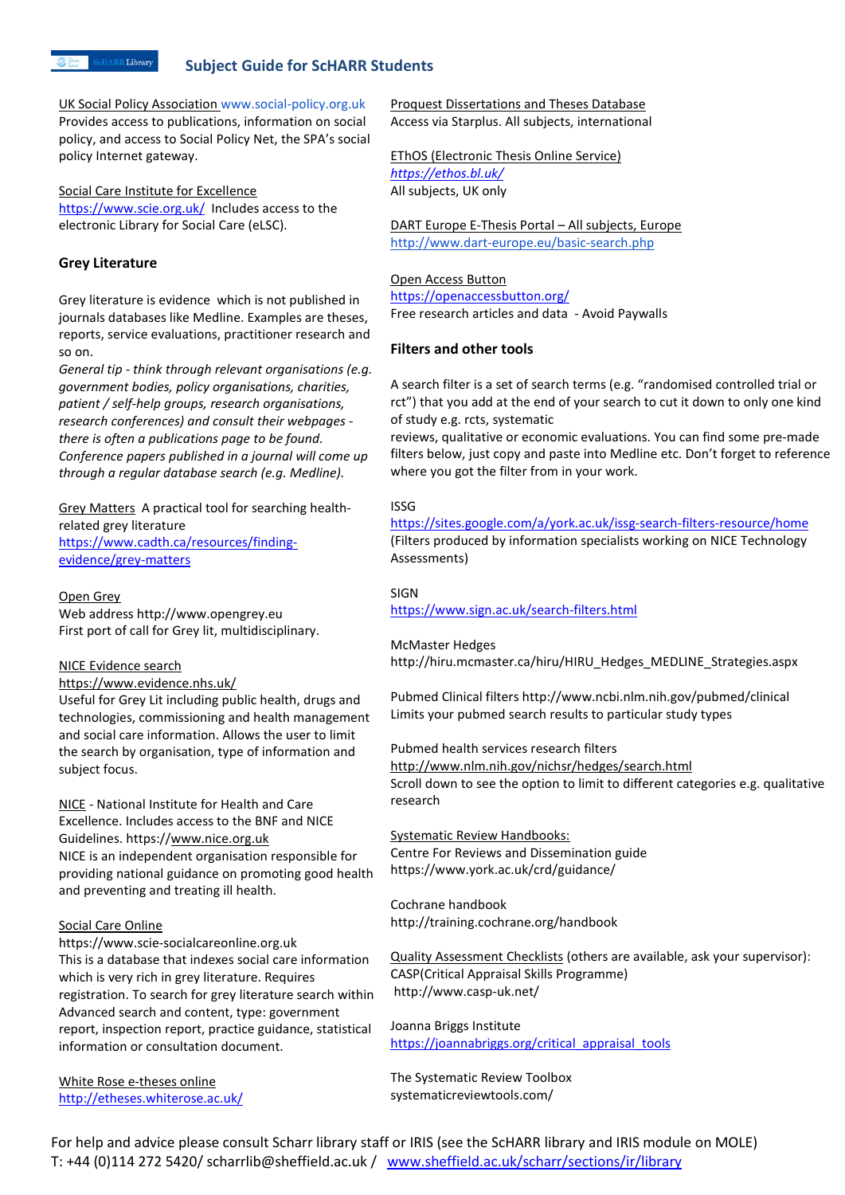## Subject Guide for ScHARR Students

UK Social Policy Association www.social-policy.org.uk
Provides access to publications, information on social policy, and access to Social Policy Net, the SPA's social policy Internet gateway.

Social Care Institute for Excellence
https://www.scie.org.uk/ Includes access to the electronic Library for Social Care (eLSC).

### Grey Literature

Grey literature is evidence which is not published in journals databases like Medline. Examples are theses, reports, service evaluations, practitioner research and so on.

*General tip - think through relevant organisations (e.g. government bodies, policy organisations, charities, patient / self-help groups, research organisations, research conferences) and consult their webpages - there is often a publications page to be found. Conference papers published in a journal will come up through a regular database search (e.g. Medline).*

Grey Matters A practical tool for searching health-related grey literature
https://www.cadth.ca/resources/finding-evidence/grey-matters

Open Grey
Web address http://www.opengrey.eu
First port of call for Grey lit, multidisciplinary.

NICE Evidence search
https://www.evidence.nhs.uk/
Useful for Grey Lit including public health, drugs and technologies, commissioning and health management and social care information. Allows the user to limit the search by organisation, type of information and subject focus.

NICE - National Institute for Health and Care Excellence. Includes access to the BNF and NICE Guidelines. https://www.nice.org.uk
NICE is an independent organisation responsible for providing national guidance on promoting good health and preventing and treating ill health.

Social Care Online
https://www.scie-socialcareonline.org.uk
This is a database that indexes social care information which is very rich in grey literature. Requires registration. To search for grey literature search within Advanced search and content, type: government report, inspection report, practice guidance, statistical information or consultation document.

White Rose e-theses online
http://etheses.whiterose.ac.uk/

Proquest Dissertations and Theses Database
Access via Starplus. All subjects, international

EThOS (Electronic Thesis Online Service)
*https://ethos.bl.uk/*
All subjects, UK only

DART Europe E-Thesis Portal – All subjects, Europe
http://www.dart-europe.eu/basic-search.php

Open Access Button
https://openaccessbutton.org/
Free research articles and data - Avoid Paywalls

### Filters and other tools

A search filter is a set of search terms (e.g. "randomised controlled trial or rct") that you add at the end of your search to cut it down to only one kind of study e.g. rcts, systematic reviews, qualitative or economic evaluations. You can find some pre-made filters below, just copy and paste into Medline etc. Don't forget to reference where you got the filter from in your work.

ISSG
https://sites.google.com/a/york.ac.uk/issg-search-filters-resource/home
(Filters produced by information specialists working on NICE Technology Assessments)

SIGN
https://www.sign.ac.uk/search-filters.html

McMaster Hedges
http://hiru.mcmaster.ca/hiru/HIRU_Hedges_MEDLINE_Strategies.aspx

Pubmed Clinical filters http://www.ncbi.nlm.nih.gov/pubmed/clinical
Limits your pubmed search results to particular study types

Pubmed health services research filters
http://www.nlm.nih.gov/nichsr/hedges/search.html
Scroll down to see the option to limit to different categories e.g. qualitative research

Systematic Review Handbooks:
Centre For Reviews and Dissemination guide
https://www.york.ac.uk/crd/guidance/

Cochrane handbook
http://training.cochrane.org/handbook

Quality Assessment Checklists (others are available, ask your supervisor):
CASP(Critical Appraisal Skills Programme)
http://www.casp-uk.net/

Joanna Briggs Institute
https://joannabriggs.org/critical_appraisal_tools

The Systematic Review Toolbox
systematicreviewtools.com/

For help and advice please consult Scharr library staff or IRIS (see the ScHARR library and IRIS module on MOLE)
T: +44 (0)114 272 5420/ scharrlib@sheffield.ac.uk / www.sheffield.ac.uk/scharr/sections/ir/library